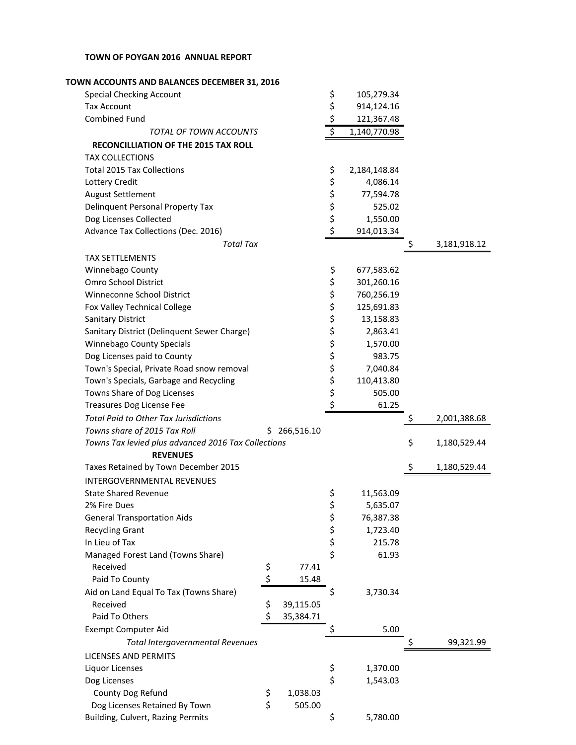# TOWN OF POYGAN 2016 ANNUAL REPORT

## TOWN ACCOUNTS AND BALANCES DECEMBER 31, 2016

| | | | |
|---|---|---|---|
| Special Checking Account | | $ 105,279.34 | |
| Tax Account | | $ 914,124.16 | |
| Combined Fund | | $ 121,367.48 | |
| *TOTAL OF TOWN ACCOUNTS* | | $ 1,140,770.98 | |
| **RECONCILLIATION OF THE 2015 TAX ROLL** | | | |
| TAX COLLECTIONS | | | |
| Total 2015 Tax Collections | | $ 2,184,148.84 | |
| Lottery Credit | | $ 4,086.14 | |
| August Settlement | | $ 77,594.78 | |
| Delinquent Personal Property Tax | | $ 525.02 | |
| Dog Licenses Collected | | $ 1,550.00 | |
| Advance Tax Collections (Dec. 2016) | | $ 914,013.34 | |
| *Total Tax* | | | $ 3,181,918.12 |
| TAX SETTLEMENTS | | | |
| Winnebago County | | $ 677,583.62 | |
| Omro School District | | $ 301,260.16 | |
| Winneconne School District | | $ 760,256.19 | |
| Fox Valley Technical College | | $ 125,691.83 | |
| Sanitary District | | $ 13,158.83 | |
| Sanitary District (Delinquent Sewer Charge) | | $ 2,863.41 | |
| Winnebago County Specials | | $ 1,570.00 | |
| Dog Licenses paid to County | | $ 983.75 | |
| Town's Special, Private Road snow removal | | $ 7,040.84 | |
| Town's Specials, Garbage and Recycling | | $ 110,413.80 | |
| Towns Share of Dog Licenses | | $ 505.00 | |
| Treasures Dog License Fee | | $ 61.25 | |
| *Total Paid to Other Tax Jurisdictions* | | | $ 2,001,388.68 |
| *Towns share of 2015 Tax Roll* | $ 266,516.10 | | |
| *Towns Tax levied plus advanced 2016 Tax Collections* | | | $ 1,180,529.44 |
| **REVENUES** | | | |
| Taxes Retained by Town December 2015 | | | $ 1,180,529.44 |
| INTERGOVERNMENTAL REVENUES | | | |
| State Shared Revenue | | $ 11,563.09 | |
| 2% Fire Dues | | $ 5,635.07 | |
| General Transportation Aids | | $ 76,387.38 | |
| Recycling Grant | | $ 1,723.40 | |
| In Lieu of Tax | | $ 215.78 | |
| Managed Forest Land (Towns Share) | | $ 61.93 | |
| Received | $ 77.41 | | |
| Paid To County | $ 15.48 | | |
| Aid on Land Equal To Tax (Towns Share) | | $ 3,730.34 | |
| Received | $ 39,115.05 | | |
| Paid To Others | $ 35,384.71 | | |
| Exempt Computer Aid | | $ 5.00 | |
| *Total Intergovernmental Revenues* | | | $ 99,321.99 |
| LICENSES AND PERMITS | | | |
| Liquor Licenses | | $ 1,370.00 | |
| Dog Licenses | | $ 1,543.03 | |
| County Dog Refund | $ 1,038.03 | | |
| Dog Licenses Retained By Town | $ 505.00 | | |
| Building, Culvert, Razing Permits | | $ 5,780.00 | |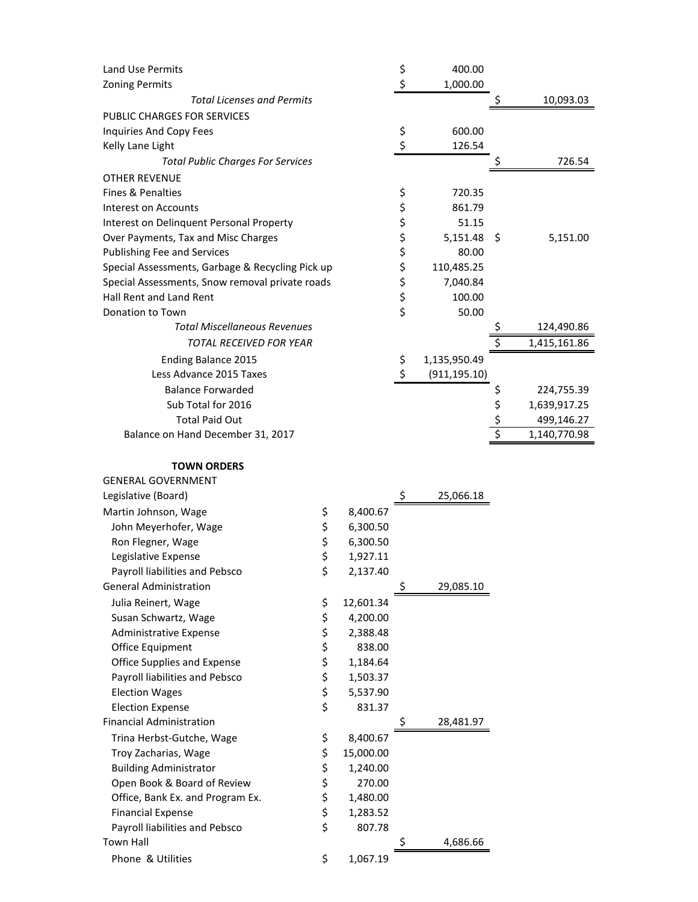| Item | | | |
|---|---|---|---|
| Land Use Permits | | $ 400.00 | |
| Zoning Permits | | $ 1,000.00 | |
| *Total Licenses and Permits* | | | $ 10,093.03 |
| PUBLIC CHARGES FOR SERVICES | | | |
| Inquiries And Copy Fees | | $ 600.00 | |
| Kelly Lane Light | | $ 126.54 | |
| *Total Public Charges For Services* | | | $ 726.54 |
| OTHER REVENUE | | | |
| Fines & Penalties | | $ 720.35 | |
| Interest on Accounts | | $ 861.79 | |
| Interest on Delinquent Personal Property | | $ 51.15 | |
| Over Payments, Tax and Misc Charges | | $ 5,151.48 | $ 5,151.00 |
| Publishing Fee and Services | | $ 80.00 | |
| Special Assessments, Garbage & Recycling Pick up | | $ 110,485.25 | |
| Special Assessments, Snow removal private roads | | $ 7,040.84 | |
| Hall Rent and Land Rent | | $ 100.00 | |
| Donation to Town | | $ 50.00 | |
| *Total Miscellaneous Revenues* | | | $ 124,490.86 |
| *TOTAL RECEIVED FOR YEAR* | | | $ 1,415,161.86 |
| Ending Balance 2015 | | $ 1,135,950.49 | |
| Less Advance 2015 Taxes | | $ (911,195.10) | |
| Balance Forwarded | | | $ 224,755.39 |
| Sub Total for 2016 | | | $ 1,639,917.25 |
| Total Paid Out | | | $ 499,146.27 |
| Balance on Hand December 31, 2017 | | | $ 1,140,770.98 |

**TOWN ORDERS**

| Item | | | |
|---|---|---|---|
| GENERAL GOVERNMENT | | | |
| Legislative (Board) | | $ 25,066.18 | |
| Martin Johnson, Wage | $ 8,400.67 | | |
| John Meyerhofer, Wage | $ 6,300.50 | | |
| Ron Flegner, Wage | $ 6,300.50 | | |
| Legislative Expense | $ 1,927.11 | | |
| Payroll liabilities and Pebsco | $ 2,137.40 | | |
| General Administration | | $ 29,085.10 | |
| Julia Reinert, Wage | $ 12,601.34 | | |
| Susan Schwartz, Wage | $ 4,200.00 | | |
| Administrative Expense | $ 2,388.48 | | |
| Office Equipment | $ 838.00 | | |
| Office Supplies and Expense | $ 1,184.64 | | |
| Payroll liabilities and Pebsco | $ 1,503.37 | | |
| Election Wages | $ 5,537.90 | | |
| Election Expense | $ 831.37 | | |
| Financial Administration | | $ 28,481.97 | |
| Trina Herbst-Gutche, Wage | $ 8,400.67 | | |
| Troy Zacharias, Wage | $ 15,000.00 | | |
| Building Administrator | $ 1,240.00 | | |
| Open Book & Board of Review | $ 270.00 | | |
| Office, Bank Ex. and Program Ex. | $ 1,480.00 | | |
| Financial Expense | $ 1,283.52 | | |
| Payroll liabilities and Pebsco | $ 807.78 | | |
| Town Hall | | $ 4,686.66 | |
| Phone & Utilities | $ 1,067.19 | | |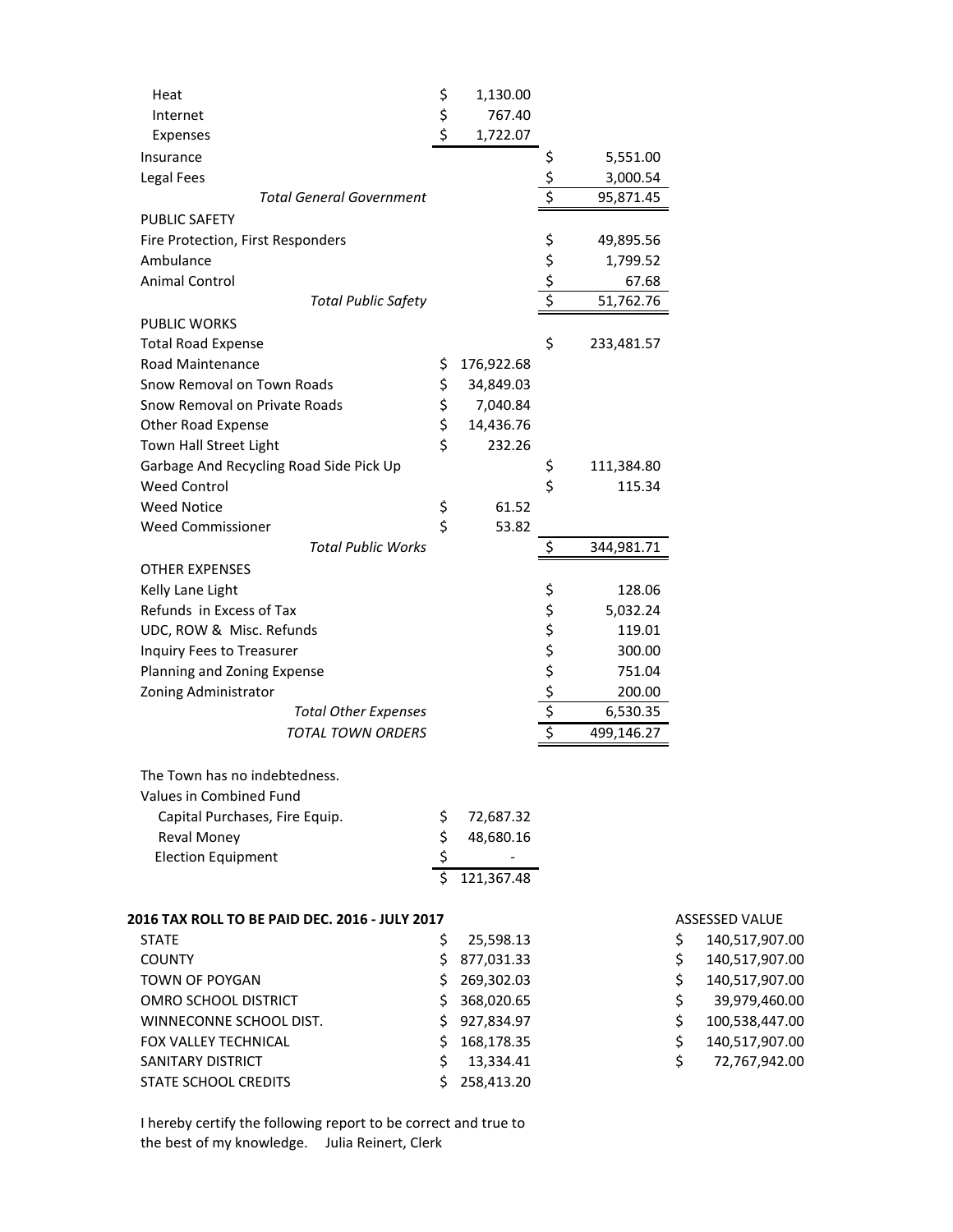| | | |
|---|---|---|
| Heat | $ 1,130.00 | |
| Internet | $ 767.40 | |
| Expenses | $ 1,722.07 | |
| Insurance | | $ 5,551.00 |
| Legal Fees | | $ 3,000.54 |
| *Total General Government* | | $ 95,871.45 |
| PUBLIC SAFETY | | |
| Fire Protection, First Responders | | $ 49,895.56 |
| Ambulance | | $ 1,799.52 |
| Animal Control | | $ 67.68 |
| *Total Public Safety* | | $ 51,762.76 |
| PUBLIC WORKS | | |
| Total Road Expense | | $ 233,481.57 |
| Road Maintenance | $ 176,922.68 | |
| Snow Removal on Town Roads | $ 34,849.03 | |
| Snow Removal on Private Roads | $ 7,040.84 | |
| Other Road Expense | $ 14,436.76 | |
| Town Hall Street Light | $ 232.26 | |
| Garbage And Recycling Road Side Pick Up | | $ 111,384.80 |
| Weed Control | | $ 115.34 |
| Weed Notice | $ 61.52 | |
| Weed Commissioner | $ 53.82 | |
| *Total Public Works* | | $ 344,981.71 |
| OTHER EXPENSES | | |
| Kelly Lane Light | | $ 128.06 |
| Refunds in Excess of Tax | | $ 5,032.24 |
| UDC, ROW & Misc. Refunds | | $ 119.01 |
| Inquiry Fees to Treasurer | | $ 300.00 |
| Planning and Zoning Expense | | $ 751.04 |
| Zoning Administrator | | $ 200.00 |
| *Total Other Expenses* | | $ 6,530.35 |
| *TOTAL TOWN ORDERS* | | $ 499,146.27 |

The Town has no indebtedness.

Values in Combined Fund

| | |
|---|---|
| Capital Purchases, Fire Equip. | $ 72,687.32 |
| Reval Money | $ 48,680.16 |
| Election Equipment | $ - |
| | $ 121,367.48 |

| **2016 TAX ROLL TO BE PAID DEC. 2016 - JULY 2017** | | ASSESSED VALUE |
|---|---|---|
| STATE | $ 25,598.13 | $ 140,517,907.00 |
| COUNTY | $ 877,031.33 | $ 140,517,907.00 |
| TOWN OF POYGAN | $ 269,302.03 | $ 140,517,907.00 |
| OMRO SCHOOL DISTRICT | $ 368,020.65 | $ 39,979,460.00 |
| WINNECONNE SCHOOL DIST. | $ 927,834.97 | $ 100,538,447.00 |
| FOX VALLEY TECHNICAL | $ 168,178.35 | $ 140,517,907.00 |
| SANITARY DISTRICT | $ 13,334.41 | $ 72,767,942.00 |
| STATE SCHOOL CREDITS | $ 258,413.20 | |

I hereby certify the following report to be correct and true to the best of my knowledge. Julia Reinert, Clerk